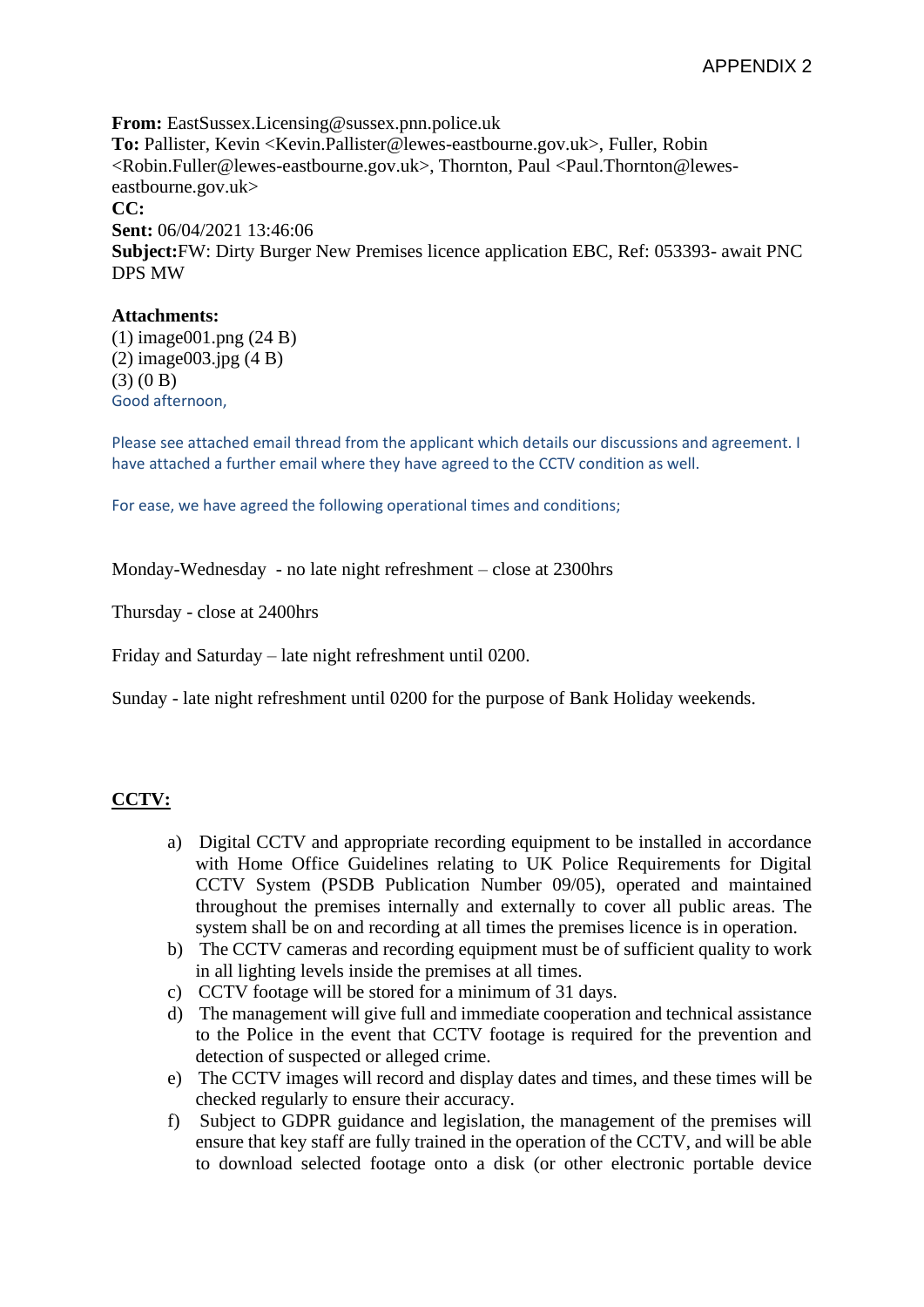APPENDIX 2

**From:** EastSussex.Licensing@sussex.pnn.police.uk
**To:** Pallister, Kevin <Kevin.Pallister@lewes-eastbourne.gov.uk>, Fuller, Robin <Robin.Fuller@lewes-eastbourne.gov.uk>, Thornton, Paul <Paul.Thornton@lewes-eastbourne.gov.uk>
**CC:**
**Sent:** 06/04/2021 13:46:06
**Subject:** FW: Dirty Burger New Premises licence application EBC, Ref: 053393- await PNC DPS MW

**Attachments:**
(1) image001.png (24 B)
(2) image003.jpg (4 B)
(3) (0 B)

Good afternoon,

Please see attached email thread from the applicant which details our discussions and agreement. I have attached a further email where they have agreed to the CCTV condition as well.

For ease, we have agreed the following operational times and conditions;

Monday-Wednesday - no late night refreshment – close at 2300hrs

Thursday - close at 2400hrs

Friday and Saturday – late night refreshment until 0200.

Sunday - late night refreshment until 0200 for the purpose of Bank Holiday weekends.

**CCTV:**

a) Digital CCTV and appropriate recording equipment to be installed in accordance with Home Office Guidelines relating to UK Police Requirements for Digital CCTV System (PSDB Publication Number 09/05), operated and maintained throughout the premises internally and externally to cover all public areas. The system shall be on and recording at all times the premises licence is in operation.
b) The CCTV cameras and recording equipment must be of sufficient quality to work in all lighting levels inside the premises at all times.
c) CCTV footage will be stored for a minimum of 31 days.
d) The management will give full and immediate cooperation and technical assistance to the Police in the event that CCTV footage is required for the prevention and detection of suspected or alleged crime.
e) The CCTV images will record and display dates and times, and these times will be checked regularly to ensure their accuracy.
f) Subject to GDPR guidance and legislation, the management of the premises will ensure that key staff are fully trained in the operation of the CCTV, and will be able to download selected footage onto a disk (or other electronic portable device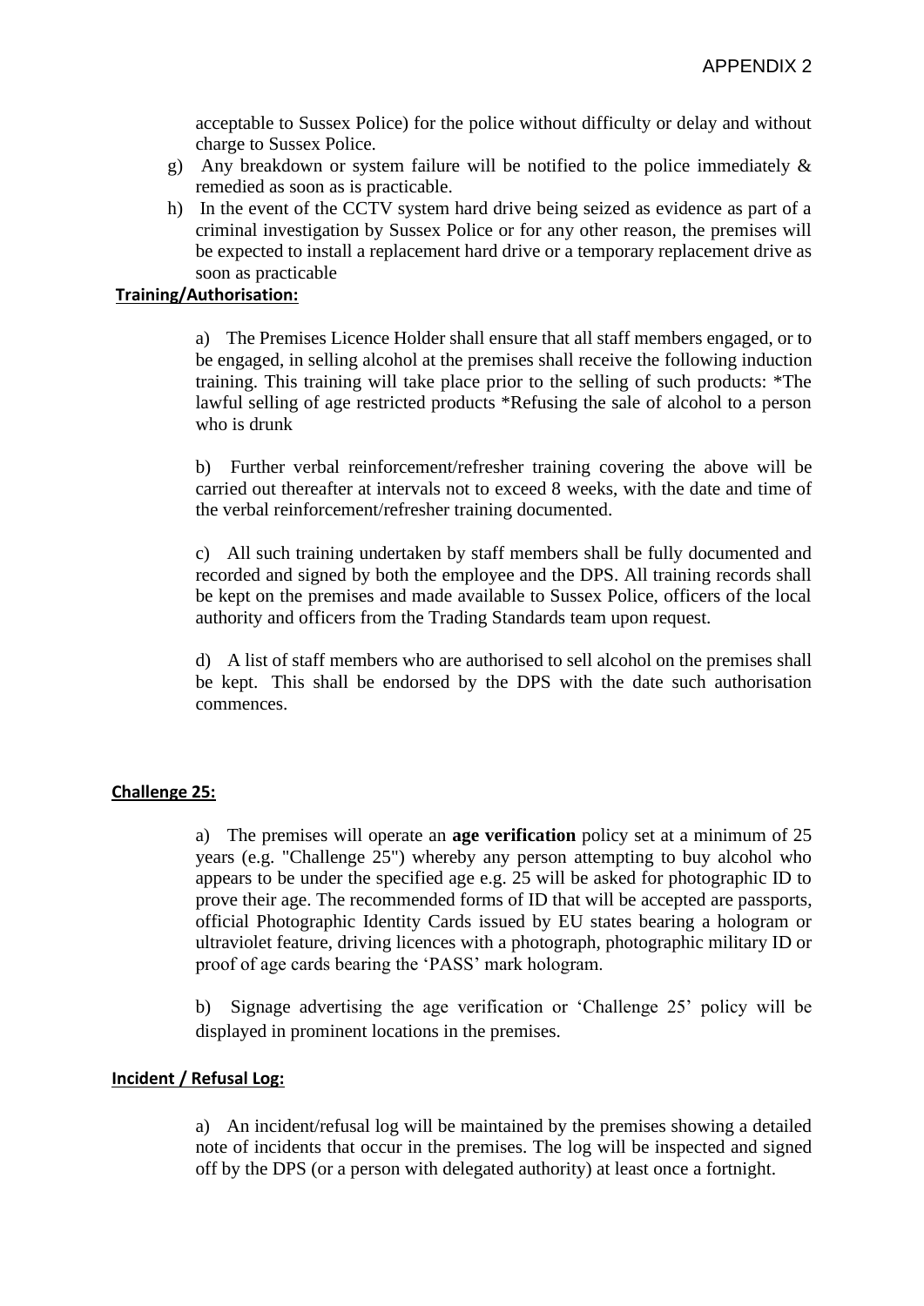acceptable to Sussex Police) for the police without difficulty or delay and without charge to Sussex Police.

g) Any breakdown or system failure will be notified to the police immediately & remedied as soon as is practicable.

h) In the event of the CCTV system hard drive being seized as evidence as part of a criminal investigation by Sussex Police or for any other reason, the premises will be expected to install a replacement hard drive or a temporary replacement drive as soon as practicable

**Training/Authorisation:**

a) The Premises Licence Holder shall ensure that all staff members engaged, or to be engaged, in selling alcohol at the premises shall receive the following induction training. This training will take place prior to the selling of such products: *The lawful selling of age restricted products *Refusing the sale of alcohol to a person who is drunk

b) Further verbal reinforcement/refresher training covering the above will be carried out thereafter at intervals not to exceed 8 weeks, with the date and time of the verbal reinforcement/refresher training documented.

c) All such training undertaken by staff members shall be fully documented and recorded and signed by both the employee and the DPS. All training records shall be kept on the premises and made available to Sussex Police, officers of the local authority and officers from the Trading Standards team upon request.

d) A list of staff members who are authorised to sell alcohol on the premises shall be kept. This shall be endorsed by the DPS with the date such authorisation commences.

**Challenge 25:**

a) The premises will operate an **age verification** policy set at a minimum of 25 years (e.g. "Challenge 25") whereby any person attempting to buy alcohol who appears to be under the specified age e.g. 25 will be asked for photographic ID to prove their age. The recommended forms of ID that will be accepted are passports, official Photographic Identity Cards issued by EU states bearing a hologram or ultraviolet feature, driving licences with a photograph, photographic military ID or proof of age cards bearing the 'PASS' mark hologram.

b) Signage advertising the age verification or 'Challenge 25' policy will be displayed in prominent locations in the premises.

**Incident / Refusal Log:**

a) An incident/refusal log will be maintained by the premises showing a detailed note of incidents that occur in the premises. The log will be inspected and signed off by the DPS (or a person with delegated authority) at least once a fortnight.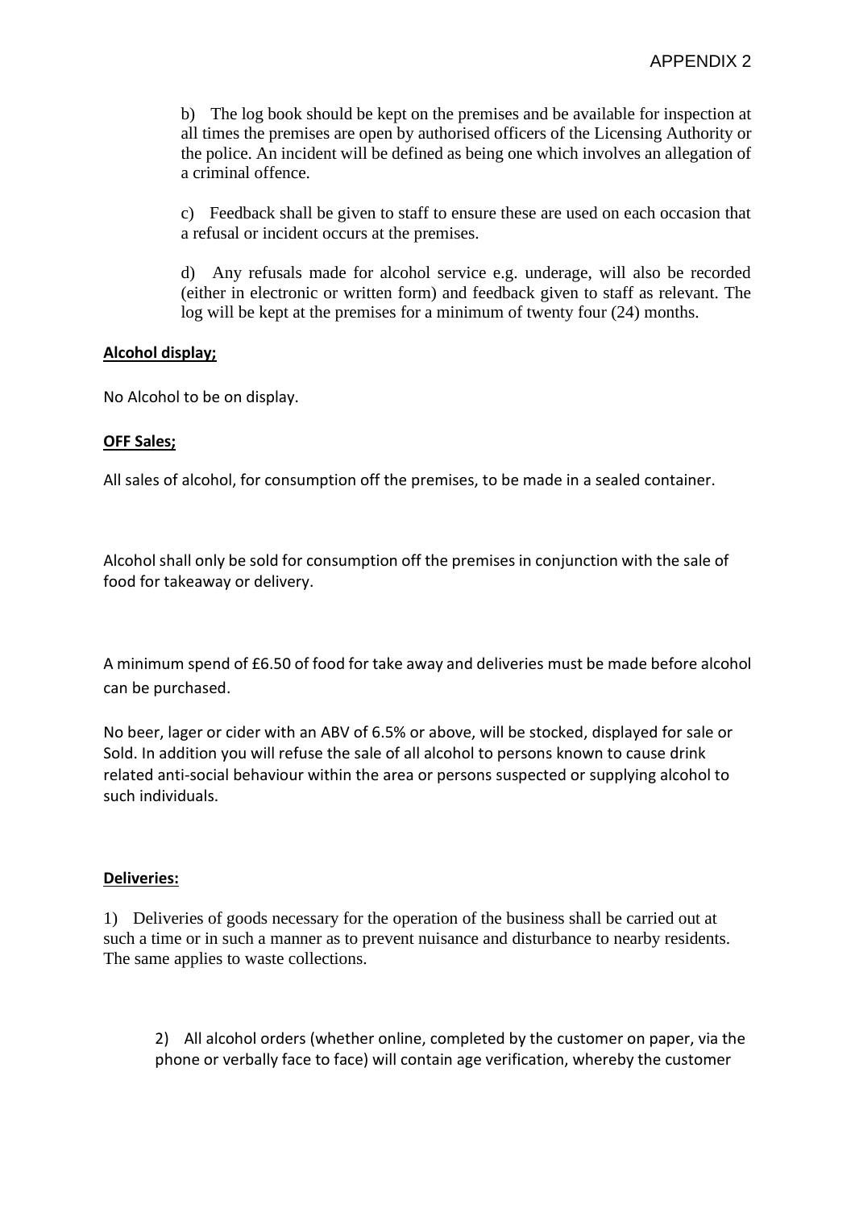b) The log book should be kept on the premises and be available for inspection at all times the premises are open by authorised officers of the Licensing Authority or the police. An incident will be defined as being one which involves an allegation of a criminal offence.

c) Feedback shall be given to staff to ensure these are used on each occasion that a refusal or incident occurs at the premises.

d) Any refusals made for alcohol service e.g. underage, will also be recorded (either in electronic or written form) and feedback given to staff as relevant. The log will be kept at the premises for a minimum of twenty four (24) months.

**Alcohol display;**

No Alcohol to be on display.

**OFF Sales;**

All sales of alcohol, for consumption off the premises, to be made in a sealed container.

Alcohol shall only be sold for consumption off the premises in conjunction with the sale of food for takeaway or delivery.

A minimum spend of £6.50 of food for take away and deliveries must be made before alcohol can be purchased.

No beer, lager or cider with an ABV of 6.5% or above, will be stocked, displayed for sale or Sold. In addition you will refuse the sale of all alcohol to persons known to cause drink related anti-social behaviour within the area or persons suspected or supplying alcohol to such individuals.

**Deliveries:**

1) Deliveries of goods necessary for the operation of the business shall be carried out at such a time or in such a manner as to prevent nuisance and disturbance to nearby residents. The same applies to waste collections.

2) All alcohol orders (whether online, completed by the customer on paper, via the phone or verbally face to face) will contain age verification, whereby the customer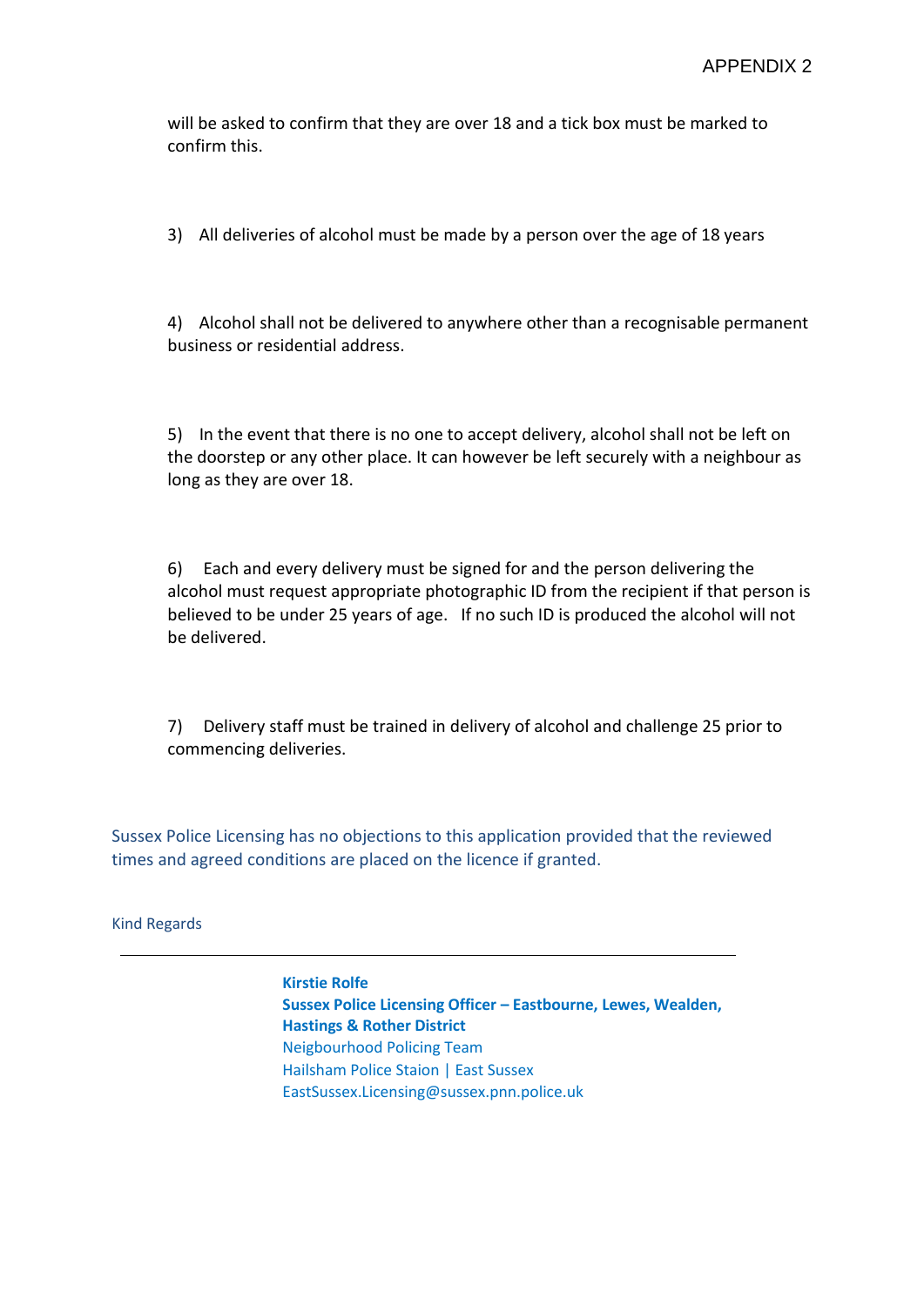will be asked to confirm that they are over 18 and a tick box must be marked to confirm this.

3) All deliveries of alcohol must be made by a person over the age of 18 years

4) Alcohol shall not be delivered to anywhere other than a recognisable permanent business or residential address.

5) In the event that there is no one to accept delivery, alcohol shall not be left on the doorstep or any other place. It can however be left securely with a neighbour as long as they are over 18.

6) Each and every delivery must be signed for and the person delivering the alcohol must request appropriate photographic ID from the recipient if that person is believed to be under 25 years of age. If no such ID is produced the alcohol will not be delivered.

7) Delivery staff must be trained in delivery of alcohol and challenge 25 prior to commencing deliveries.

Sussex Police Licensing has no objections to this application provided that the reviewed times and agreed conditions are placed on the licence if granted.

Kind Regards

---

**Kirstie Rolfe**
**Sussex Police Licensing Officer – Eastbourne, Lewes, Wealden, Hastings & Rother District**
Neigbourhood Policing Team
Hailsham Police Staion | East Sussex
EastSussex.Licensing@sussex.pnn.police.uk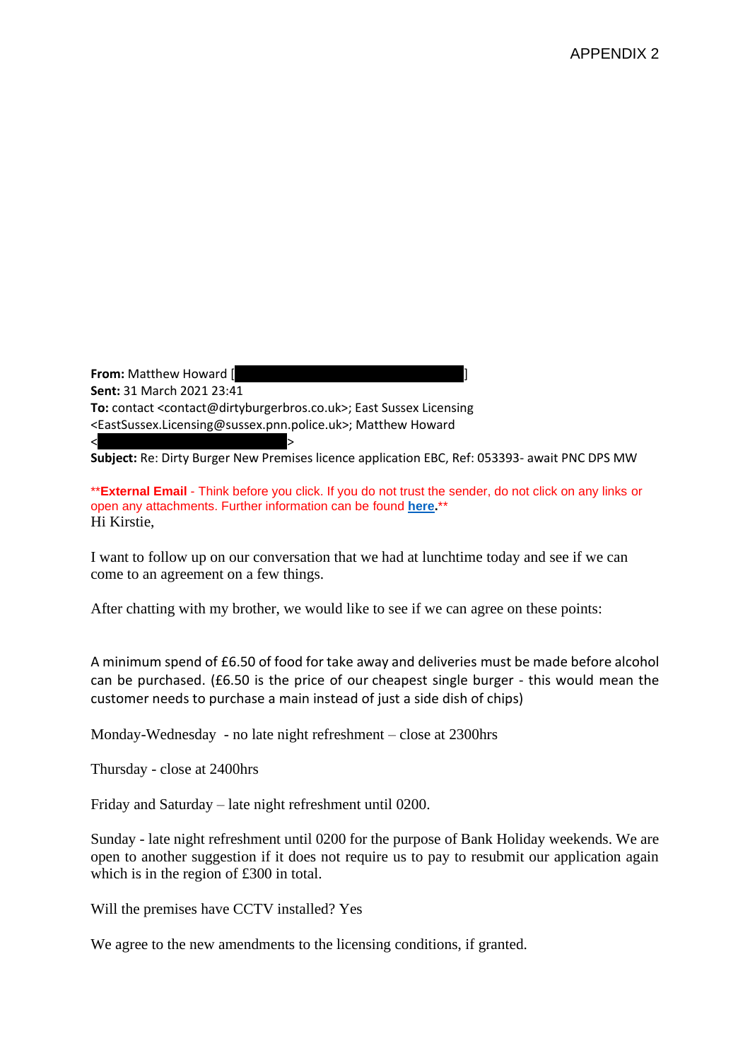APPENDIX 2

**From:** Matthew Howard [ ]
**Sent:** 31 March 2021 23:41
**To:** contact <contact@dirtyburgerbros.co.uk>; East Sussex Licensing <EastSussex.Licensing@sussex.pnn.police.uk>; Matthew Howard < >
**Subject:** Re: Dirty Burger New Premises licence application EBC, Ref: 053393- await PNC DPS MW

****External Email** - Think before you click. If you do not trust the sender, do not click on any links or open any attachments. Further information can be found **here**.**

Hi Kirstie,

I want to follow up on our conversation that we had at lunchtime today and see if we can come to an agreement on a few things.

After chatting with my brother, we would like to see if we can agree on these points:

A minimum spend of £6.50 of food for take away and deliveries must be made before alcohol can be purchased. (£6.50 is the price of our cheapest single burger - this would mean the customer needs to purchase a main instead of just a side dish of chips)

Monday-Wednesday - no late night refreshment – close at 2300hrs

Thursday - close at 2400hrs

Friday and Saturday – late night refreshment until 0200.

Sunday - late night refreshment until 0200 for the purpose of Bank Holiday weekends. We are open to another suggestion if it does not require us to pay to resubmit our application again which is in the region of £300 in total.

Will the premises have CCTV installed? Yes

We agree to the new amendments to the licensing conditions, if granted.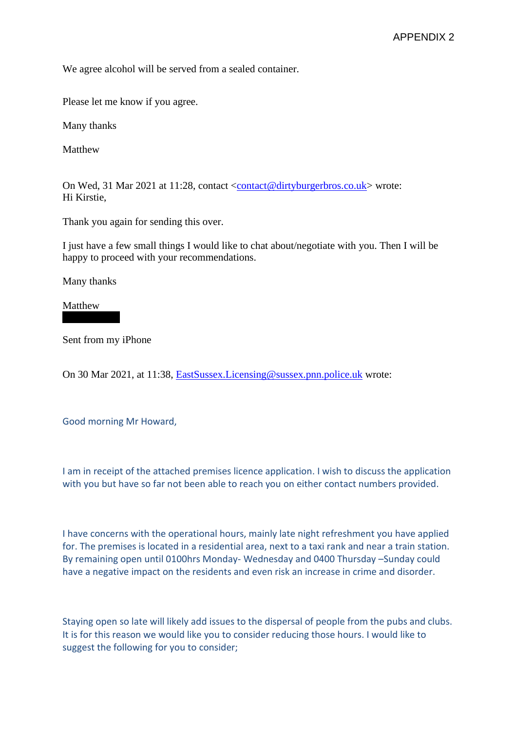APPENDIX 2

We agree alcohol will be served from a sealed container.

Please let me know if you agree.

Many thanks

Matthew

On Wed, 31 Mar 2021 at 11:28, contact <contact@dirtyburgerbros.co.uk> wrote:
Hi Kirstie,

Thank you again for sending this over.

I just have a few small things I would like to chat about/negotiate with you. Then I will be happy to proceed with your recommendations.

Many thanks

Matthew

Sent from my iPhone

On 30 Mar 2021, at 11:38, EastSussex.Licensing@sussex.pnn.police.uk wrote:

Good morning Mr Howard,

I am in receipt of the attached premises licence application. I wish to discuss the application with you but have so far not been able to reach you on either contact numbers provided.

I have concerns with the operational hours, mainly late night refreshment you have applied for. The premises is located in a residential area, next to a taxi rank and near a train station. By remaining open until 0100hrs Monday- Wednesday and 0400 Thursday –Sunday could have a negative impact on the residents and even risk an increase in crime and disorder.

Staying open so late will likely add issues to the dispersal of people from the pubs and clubs. It is for this reason we would like you to consider reducing those hours. I would like to suggest the following for you to consider;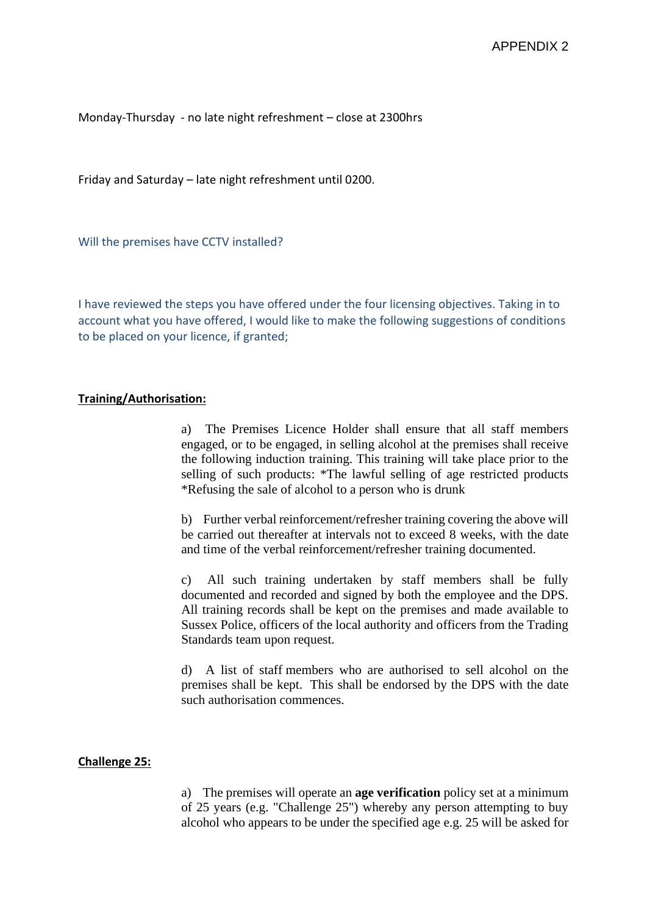APPENDIX 2

Monday-Thursday - no late night refreshment – close at 2300hrs

Friday and Saturday – late night refreshment until 0200.

Will the premises have CCTV installed?

I have reviewed the steps you have offered under the four licensing objectives. Taking in to account what you have offered, I would like to make the following suggestions of conditions to be placed on your licence, if granted;

**Training/Authorisation:**

a) The Premises Licence Holder shall ensure that all staff members engaged, or to be engaged, in selling alcohol at the premises shall receive the following induction training. This training will take place prior to the selling of such products: *The lawful selling of age restricted products *Refusing the sale of alcohol to a person who is drunk

b) Further verbal reinforcement/refresher training covering the above will be carried out thereafter at intervals not to exceed 8 weeks, with the date and time of the verbal reinforcement/refresher training documented.

c) All such training undertaken by staff members shall be fully documented and recorded and signed by both the employee and the DPS. All training records shall be kept on the premises and made available to Sussex Police, officers of the local authority and officers from the Trading Standards team upon request.

d) A list of staff members who are authorised to sell alcohol on the premises shall be kept. This shall be endorsed by the DPS with the date such authorisation commences.

**Challenge 25:**

a) The premises will operate an **age verification** policy set at a minimum of 25 years (e.g. "Challenge 25") whereby any person attempting to buy alcohol who appears to be under the specified age e.g. 25 will be asked for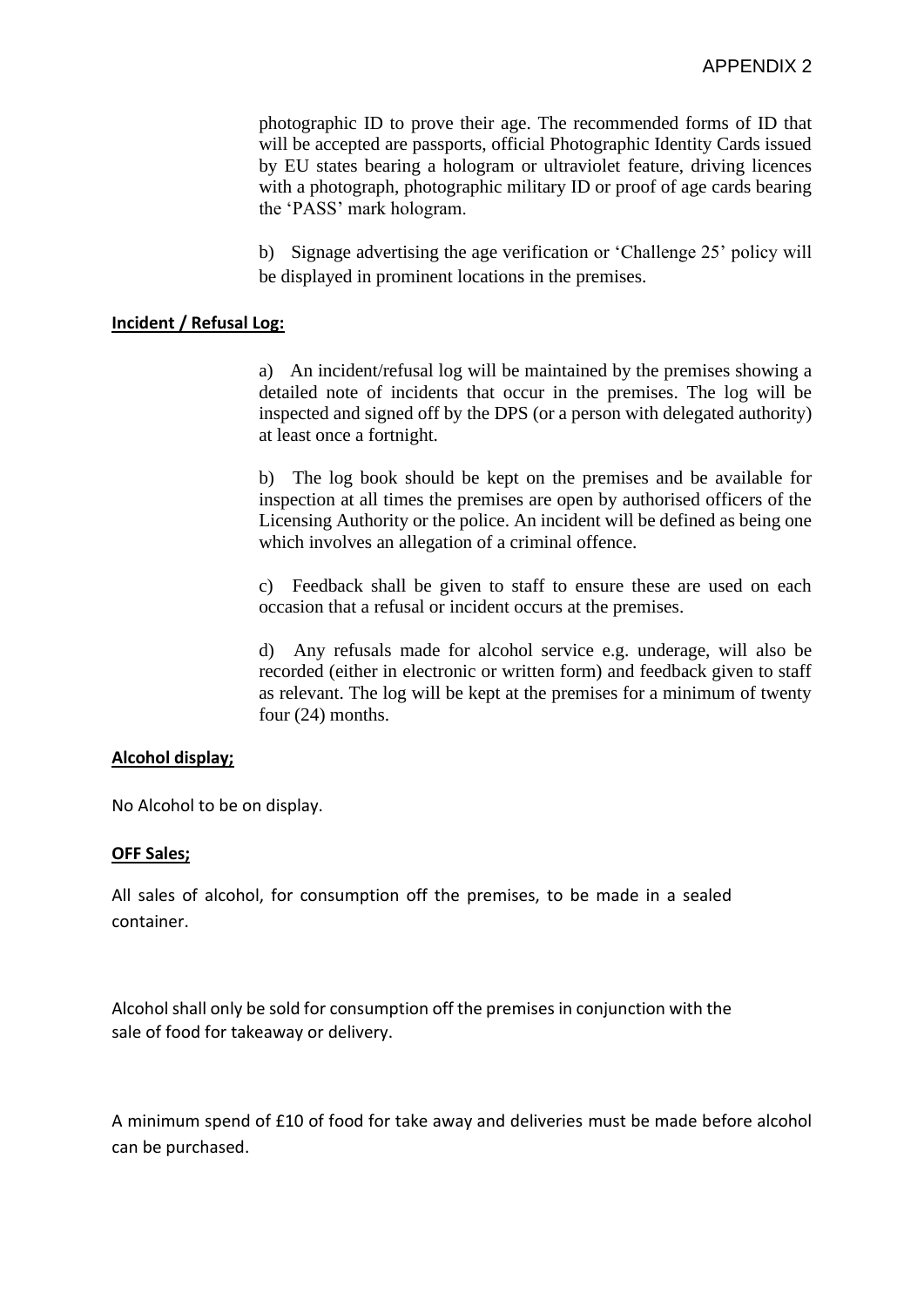photographic ID to prove their age. The recommended forms of ID that will be accepted are passports, official Photographic Identity Cards issued by EU states bearing a hologram or ultraviolet feature, driving licences with a photograph, photographic military ID or proof of age cards bearing the 'PASS' mark hologram.

b) Signage advertising the age verification or 'Challenge 25' policy will be displayed in prominent locations in the premises.

**Incident / Refusal Log:**

a) An incident/refusal log will be maintained by the premises showing a detailed note of incidents that occur in the premises. The log will be inspected and signed off by the DPS (or a person with delegated authority) at least once a fortnight.

b) The log book should be kept on the premises and be available for inspection at all times the premises are open by authorised officers of the Licensing Authority or the police. An incident will be defined as being one which involves an allegation of a criminal offence.

c) Feedback shall be given to staff to ensure these are used on each occasion that a refusal or incident occurs at the premises.

d) Any refusals made for alcohol service e.g. underage, will also be recorded (either in electronic or written form) and feedback given to staff as relevant. The log will be kept at the premises for a minimum of twenty four (24) months.

**Alcohol display;**

No Alcohol to be on display.

**OFF Sales;**

All sales of alcohol, for consumption off the premises, to be made in a sealed container.

Alcohol shall only be sold for consumption off the premises in conjunction with the sale of food for takeaway or delivery.

A minimum spend of £10 of food for take away and deliveries must be made before alcohol can be purchased.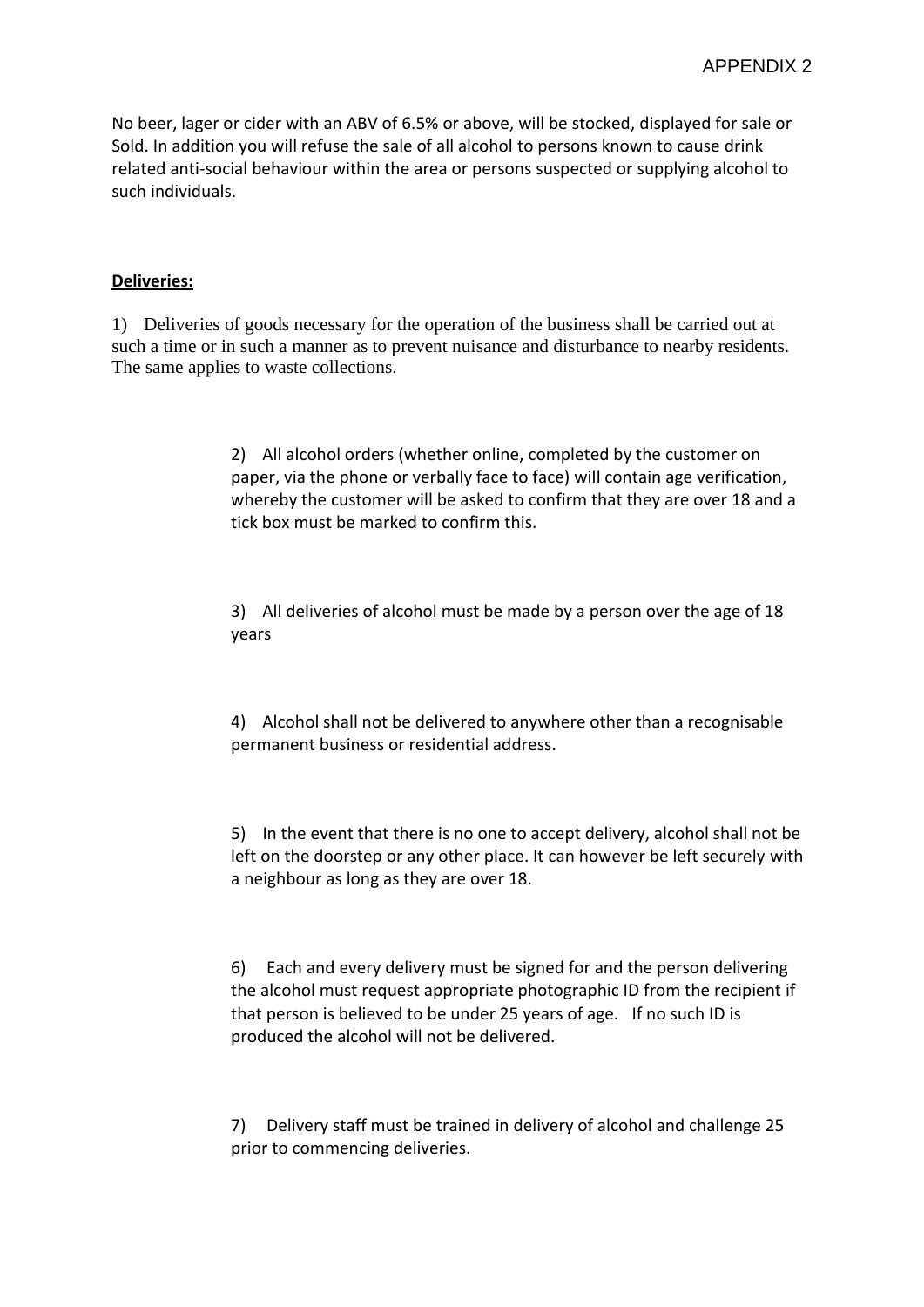APPENDIX 2

No beer, lager or cider with an ABV of 6.5% or above, will be stocked, displayed for sale or Sold. In addition you will refuse the sale of all alcohol to persons known to cause drink related anti-social behaviour within the area or persons suspected or supplying alcohol to such individuals.

**Deliveries:**

1) Deliveries of goods necessary for the operation of the business shall be carried out at such a time or in such a manner as to prevent nuisance and disturbance to nearby residents. The same applies to waste collections.

2) All alcohol orders (whether online, completed by the customer on paper, via the phone or verbally face to face) will contain age verification, whereby the customer will be asked to confirm that they are over 18 and a tick box must be marked to confirm this.

3) All deliveries of alcohol must be made by a person over the age of 18 years

4) Alcohol shall not be delivered to anywhere other than a recognisable permanent business or residential address.

5) In the event that there is no one to accept delivery, alcohol shall not be left on the doorstep or any other place. It can however be left securely with a neighbour as long as they are over 18.

6) Each and every delivery must be signed for and the person delivering the alcohol must request appropriate photographic ID from the recipient if that person is believed to be under 25 years of age. If no such ID is produced the alcohol will not be delivered.

7) Delivery staff must be trained in delivery of alcohol and challenge 25 prior to commencing deliveries.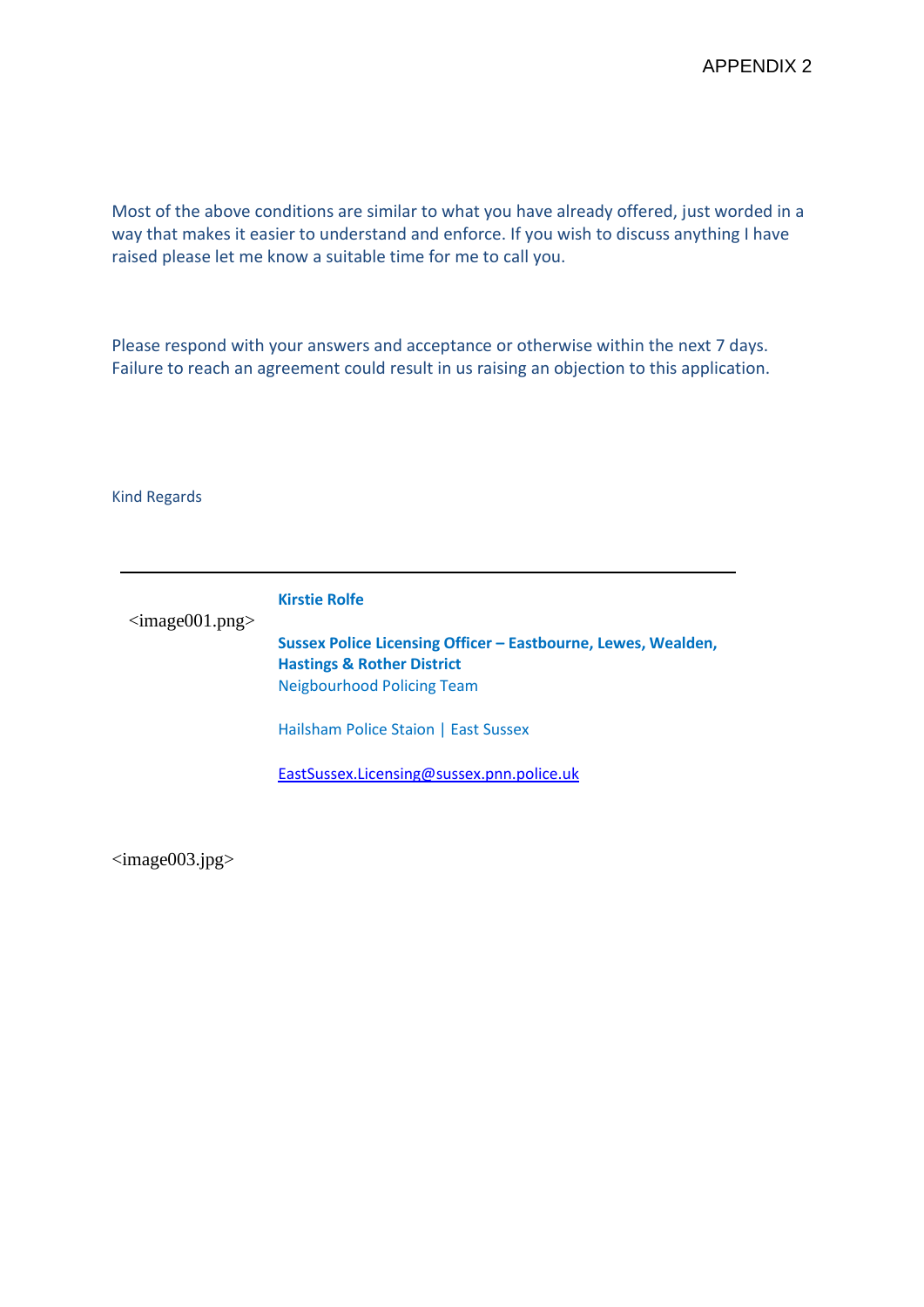APPENDIX 2

Most of the above conditions are similar to what you have already offered, just worded in a way that makes it easier to understand and enforce. If you wish to discuss anything I have raised please let me know a suitable time for me to call you.

Please respond with your answers and acceptance or otherwise within the next 7 days. Failure to reach an agreement could result in us raising an objection to this application.

Kind Regards

---

<image001.png>

**Kirstie Rolfe**

**Sussex Police Licensing Officer – Eastbourne, Lewes, Wealden, Hastings & Rother District**
Neigbourhood Policing Team

Hailsham Police Staion | East Sussex

EastSussex.Licensing@sussex.pnn.police.uk

<image003.jpg>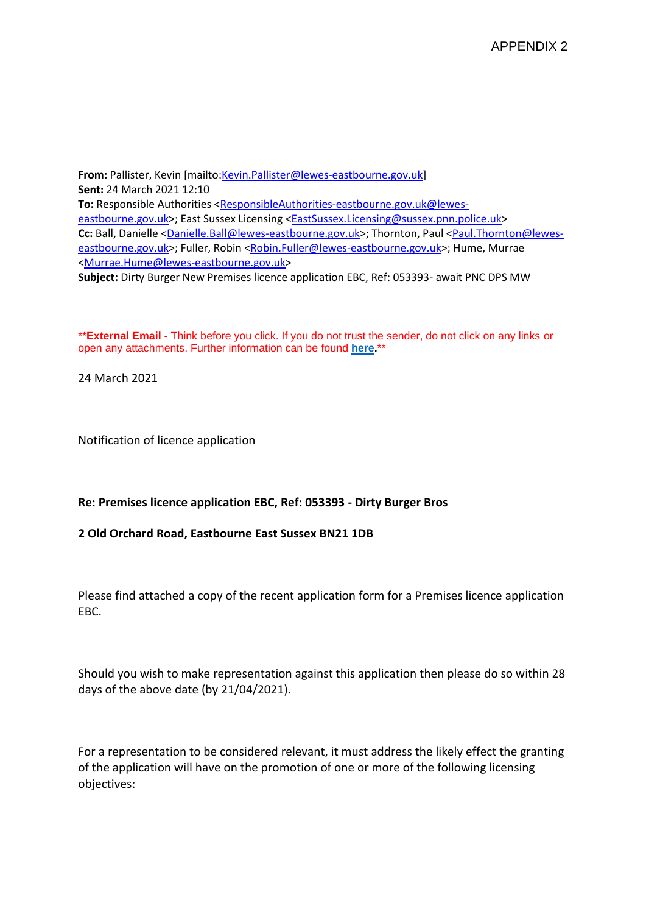APPENDIX 2

**From:** Pallister, Kevin [mailto:Kevin.Pallister@lewes-eastbourne.gov.uk]
**Sent:** 24 March 2021 12:10
**To:** Responsible Authorities <ResponsibleAuthorities-eastbourne.gov.uk@lewes-eastbourne.gov.uk>; East Sussex Licensing <EastSussex.Licensing@sussex.pnn.police.uk>
**Cc:** Ball, Danielle <Danielle.Ball@lewes-eastbourne.gov.uk>; Thornton, Paul <Paul.Thornton@lewes-eastbourne.gov.uk>; Fuller, Robin <Robin.Fuller@lewes-eastbourne.gov.uk>; Hume, Murrae <Murrae.Hume@lewes-eastbourne.gov.uk>
**Subject:** Dirty Burger New Premises licence application EBC, Ref: 053393- await PNC DPS MW

**External Email** - Think before you click. If you do not trust the sender, do not click on any links or open any attachments. Further information can be found **here**.

24 March 2021

Notification of licence application

**Re: Premises licence application EBC, Ref: 053393 - Dirty Burger Bros**

**2 Old Orchard Road, Eastbourne East Sussex BN21 1DB**

Please find attached a copy of the recent application form for a Premises licence application EBC.

Should you wish to make representation against this application then please do so within 28 days of the above date (by 21/04/2021).

For a representation to be considered relevant, it must address the likely effect the granting of the application will have on the promotion of one or more of the following licensing objectives: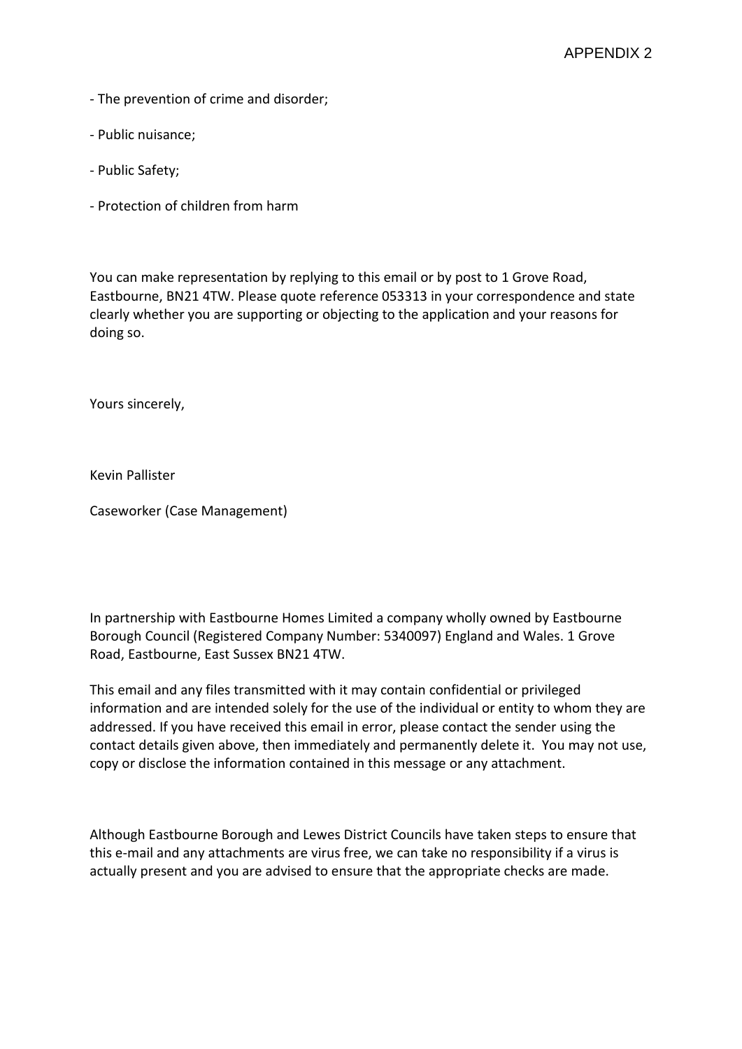- The prevention of crime and disorder;

- Public nuisance;

- Public Safety;

- Protection of children from harm

You can make representation by replying to this email or by post to 1 Grove Road, Eastbourne, BN21 4TW. Please quote reference 053313 in your correspondence and state clearly whether you are supporting or objecting to the application and your reasons for doing so.

Yours sincerely,

Kevin Pallister

Caseworker (Case Management)

In partnership with Eastbourne Homes Limited a company wholly owned by Eastbourne Borough Council (Registered Company Number: 5340097) England and Wales. 1 Grove Road, Eastbourne, East Sussex BN21 4TW.

This email and any files transmitted with it may contain confidential or privileged information and are intended solely for the use of the individual or entity to whom they are addressed. If you have received this email in error, please contact the sender using the contact details given above, then immediately and permanently delete it. You may not use, copy or disclose the information contained in this message or any attachment.

Although Eastbourne Borough and Lewes District Councils have taken steps to ensure that this e-mail and any attachments are virus free, we can take no responsibility if a virus is actually present and you are advised to ensure that the appropriate checks are made.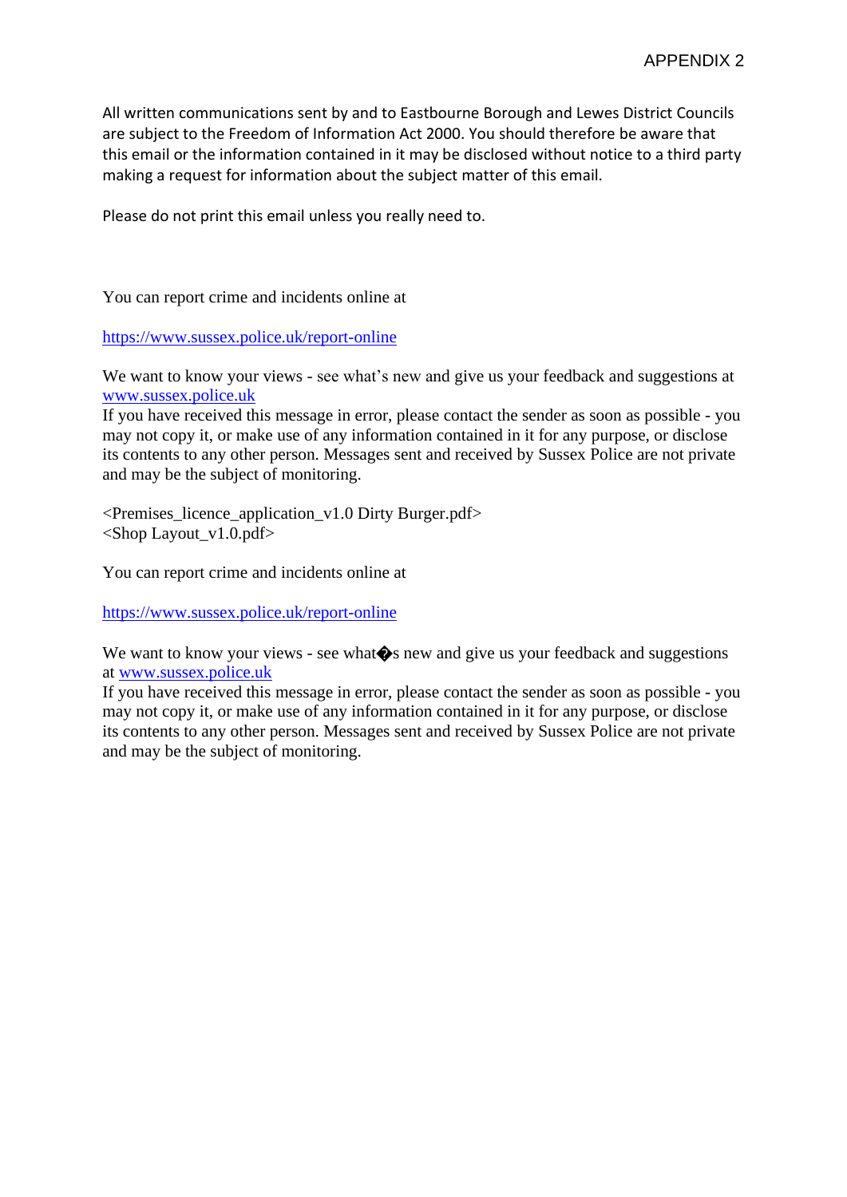APPENDIX 2

All written communications sent by and to Eastbourne Borough and Lewes District Councils are subject to the Freedom of Information Act 2000. You should therefore be aware that this email or the information contained in it may be disclosed without notice to a third party making a request for information about the subject matter of this email.

Please do not print this email unless you really need to.

You can report crime and incidents online at

https://www.sussex.police.uk/report-online

We want to know your views - see what's new and give us your feedback and suggestions at www.sussex.police.uk
If you have received this message in error, please contact the sender as soon as possible - you may not copy it, or make use of any information contained in it for any purpose, or disclose its contents to any other person. Messages sent and received by Sussex Police are not private and may be the subject of monitoring.

<Premises_licence_application_v1.0 Dirty Burger.pdf>
<Shop Layout_v1.0.pdf>

You can report crime and incidents online at

https://www.sussex.police.uk/report-online

We want to know your views - see what�s new and give us your feedback and suggestions at www.sussex.police.uk
If you have received this message in error, please contact the sender as soon as possible - you may not copy it, or make use of any information contained in it for any purpose, or disclose its contents to any other person. Messages sent and received by Sussex Police are not private and may be the subject of monitoring.